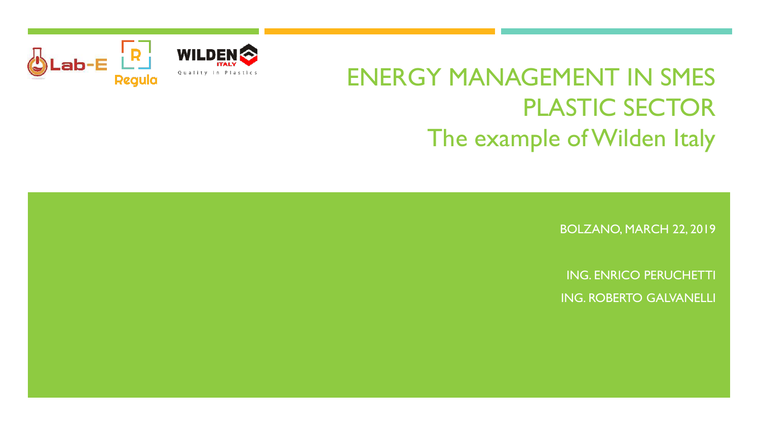# ENERGY MANAGEMENT IN SMES PLASTIC SECTOR

## The example of Wilden Italy

BOLZANO, MARCH 22, 2019

ING. ENRICO PERUCHETTI

ING. ROBERTO GALVANELLI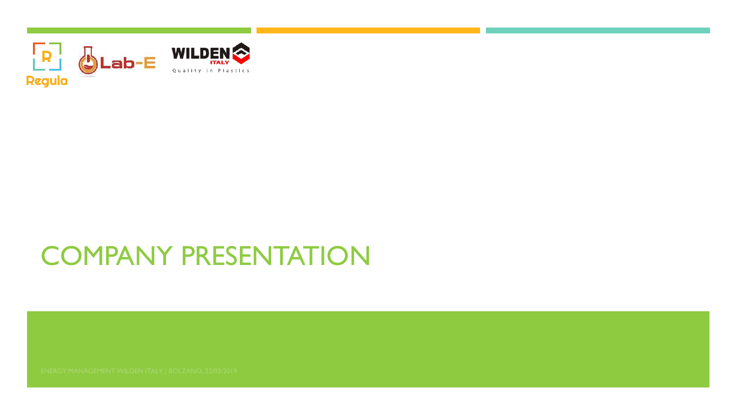# COMPANY PRESENTATION

ENERGY MANAGEMENT WILDEN ITALY | BOLZANO, 22/03/2019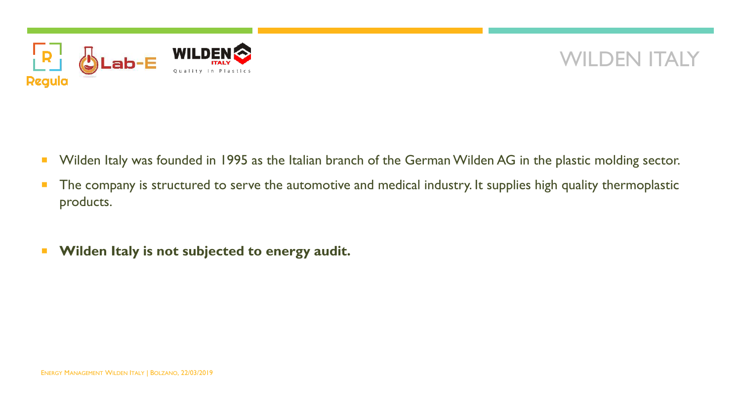# WILDEN ITALY

- Wilden Italy was founded in 1995 as the Italian branch of the German Wilden AG in the plastic molding sector.
- The company is structured to serve the automotive and medical industry. It supplies high quality thermoplastic products.
- **Wilden Italy is not subjected to energy audit.**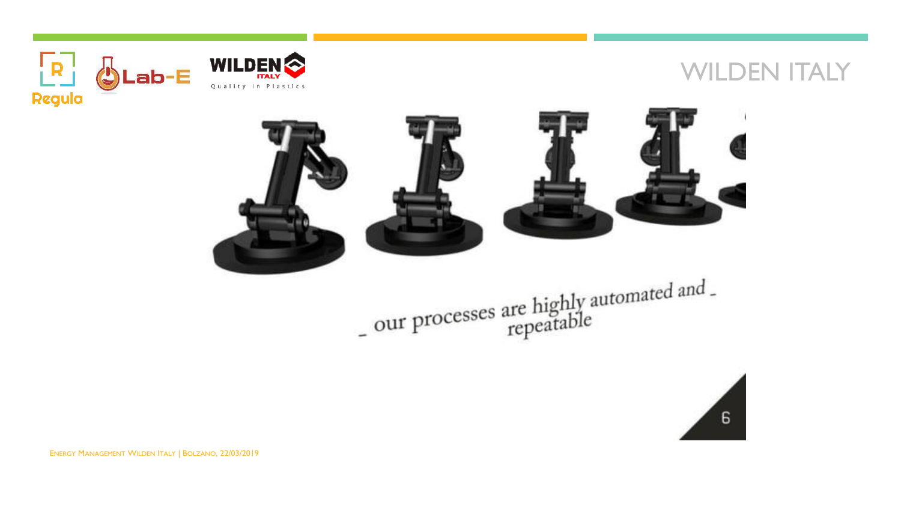# WILDEN ITALY

_ our processes are highly automated and repeatable _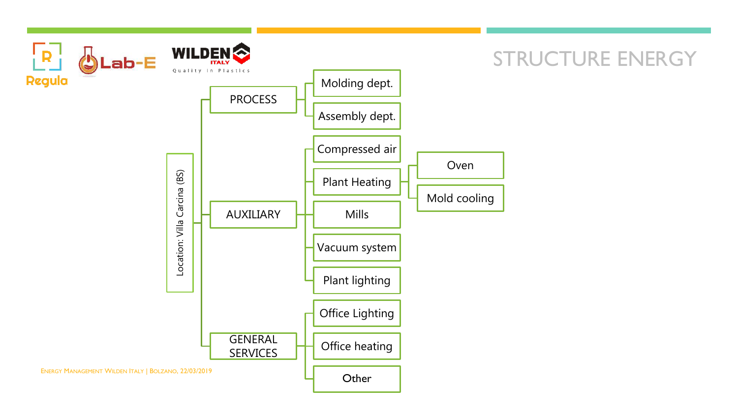# STRUCTURE ENERGY

- Location: Villa Carcina (BS)
  - PROCESS
    - Molding dept.
    - Assembly dept.
  - AUXILIARY
    - Compressed air
    - Plant Heating
      - Oven
      - Mold cooling
    - Mills
    - Vacuum system
    - Plant lighting
  - GENERAL SERVICES
    - Office Lighting
    - Office heating
    - Other

Energy Management Wilden Italy | Bolzano, 22/03/2019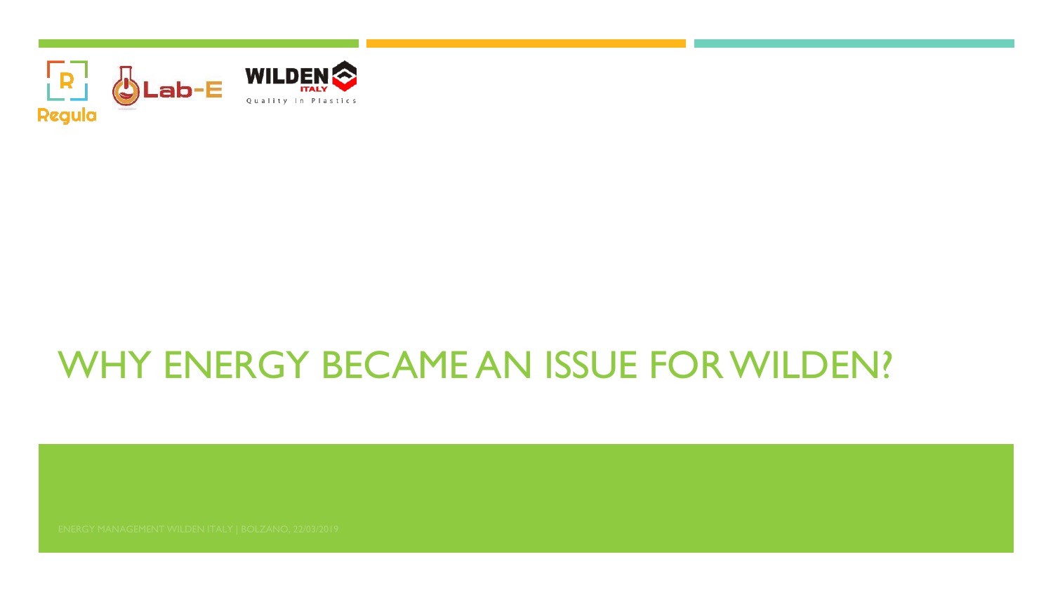# WHY ENERGY BECAME AN ISSUE FOR WILDEN?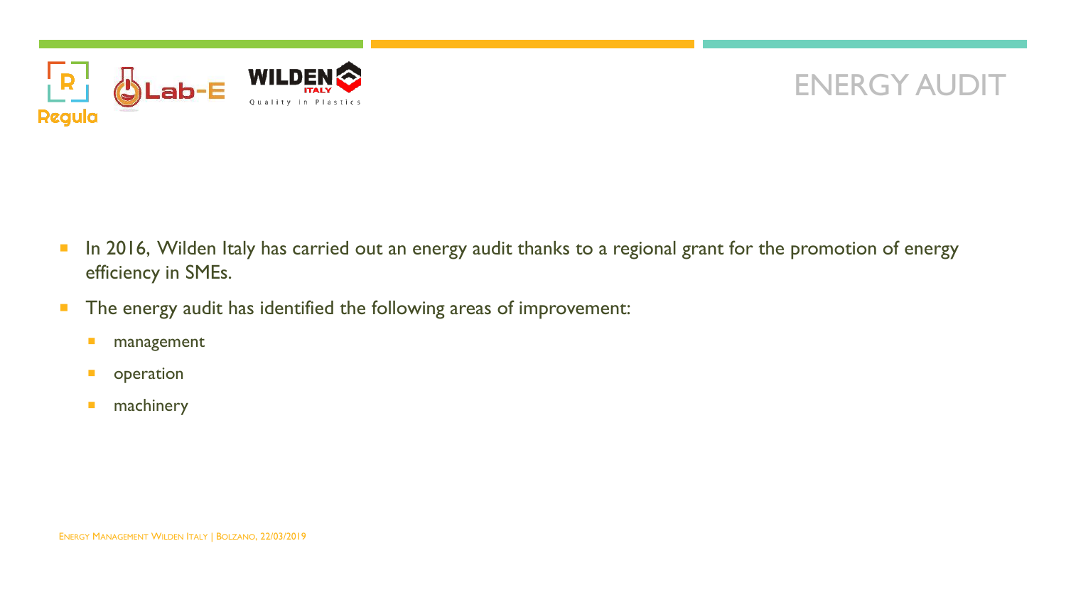# ENERGY AUDIT

- In 2016, Wilden Italy has carried out an energy audit thanks to a regional grant for the promotion of energy efficiency in SMEs.
- The energy audit has identified the following areas of improvement:
  - management
  - operation
  - machinery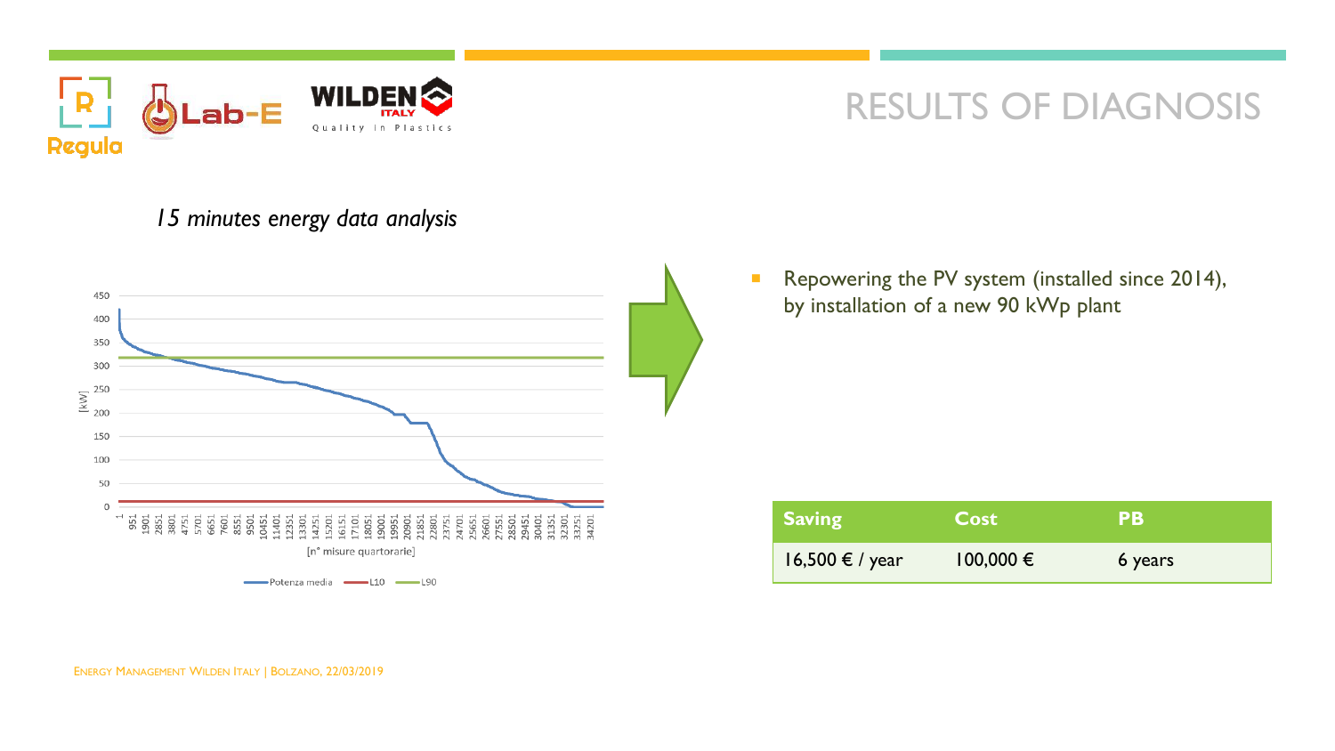# RESULTS OF DIAGNOSIS

*15 minutes energy data analysis*

- Repowering the PV system (installed since 2014), by installation of a new 90 kWp plant

| Saving | Cost | PB |
| --- | --- | --- |
| 16,500 € / year | 100,000 € | 6 years |

ENERGY MANAGEMENT WILDEN ITALY | BOLZANO, 22/03/2019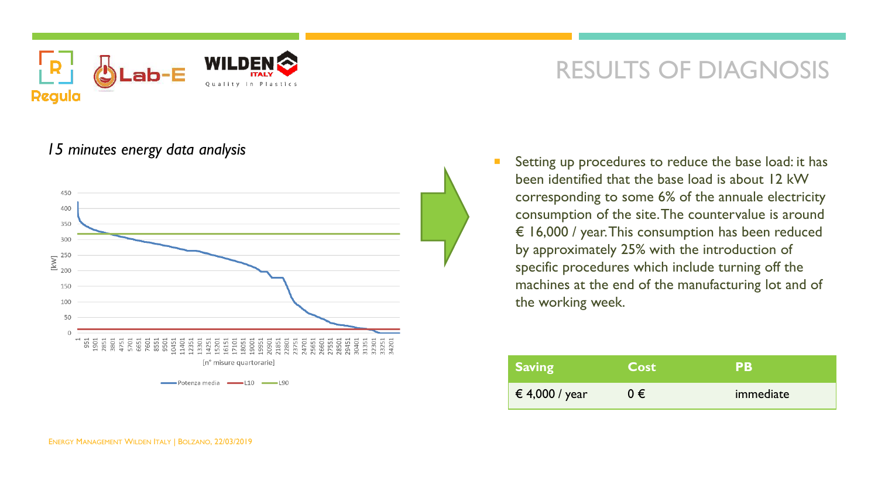# RESULTS OF DIAGNOSIS

*15 minutes energy data analysis*

- Setting up procedures to reduce the base load: it has been identified that the base load is about 12 kW corresponding to some 6% of the annuale electricity consumption of the site. The countervalue is around € 16,000 / year. This consumption has been reduced by approximately 25% with the introduction of specific procedures which include turning off the machines at the end of the manufacturing lot and of the working week.

| Saving | Cost | PB |
| --- | --- | --- |
| € 4,000 / year | 0 € | immediate |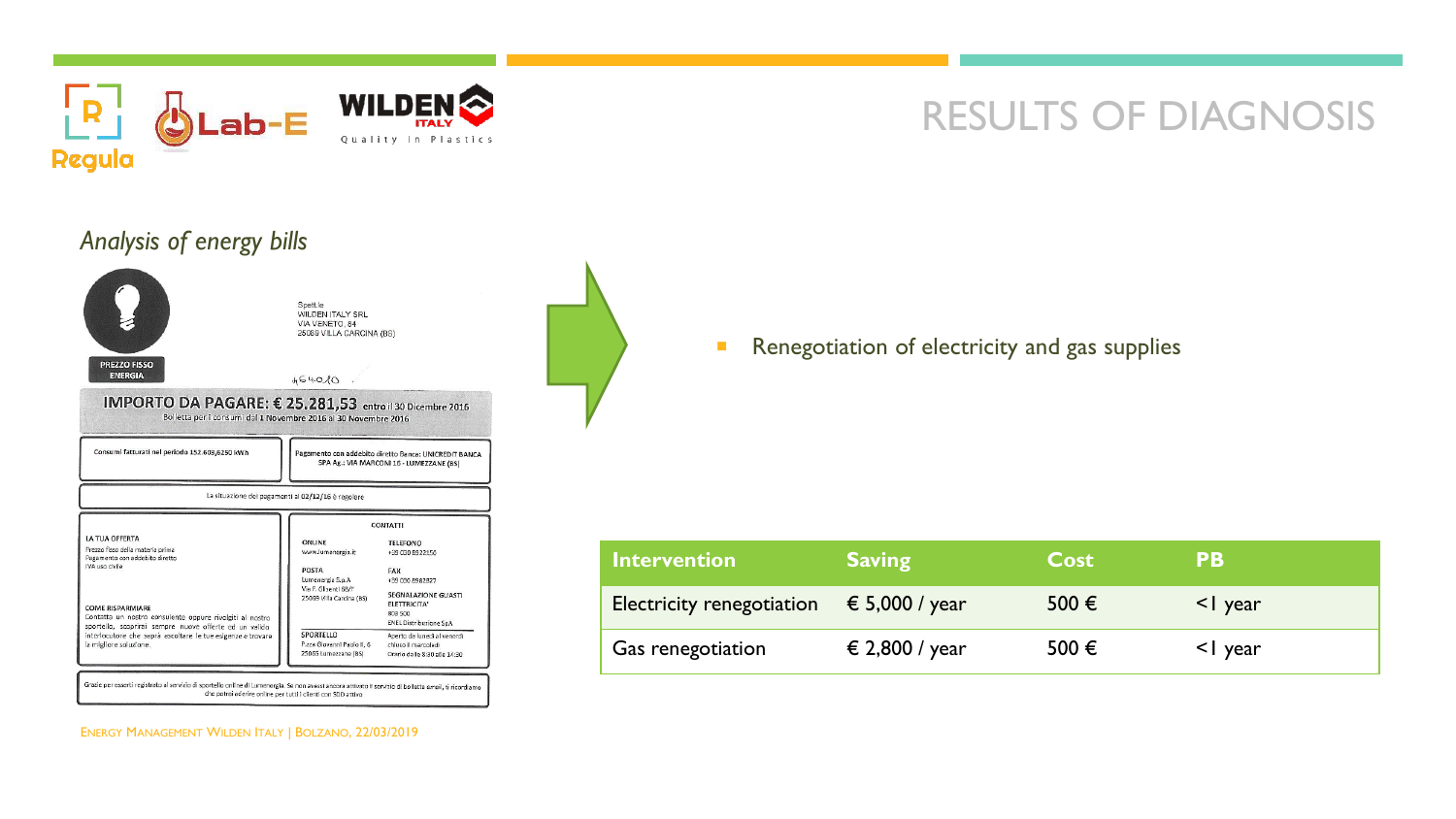# RESULTS OF DIAGNOSIS

*Analysis of energy bills*

PREZZO FISSO ENERGIA

Spett.le
WILDEN ITALY SRL
VIA VENETO, 84
25069 VILLA CARCINA (BS)

IMPORTO DA PAGARE: € 25.281,53 entro il 30 Dicembre 2016
Bolletta per i consumi dal 1 Novembre 2016 al 30 Novembre 2016

Consumi fatturati nel periodo 152.608,6250 kWh

Pagamento con addebito diretto Banca: UNICREDIT BANCA SPA Ag.: VIA MARCONI 16 - LUMEZZANE (BS)

La situazione dei pagamenti al 02/12/16 è regolare

LA TUA OFFERTA
Prezzo fisso della materia prima
Pagamento con addebito diretto
IVA uso civile

COME RISPARMIARE
Contatta un nostro consulente oppure rivolgiti al nostro sportello, scoprirai sempre nuove offerte ed un valido interlocutore che saprà ascoltare le tue esigenze e trovare la migliore soluzione.

CONTATTI

ONLINE
www.lumenergia.it

TELEFONO
+39 030 8922150

POSTA
Lumenergia S.p.A
Via F. Gilberti 88/F
25069 Villa Carcina (BS)

FAX
+39 030 8982827

SEGNALAZIONE GUASTI ELETTRICITA'
800 900
ENEL Distribuzione SpA

SPORTELLO
P.zza Giovanni Paolo II, 6
25065 Lumezzane (BS)

Aperto da lunedì al venerdì
chiuso il mercoledì
Orario dalle 8:30 alle 14:30

Grazie per esserti registrato al servizio di sportello online di Lumenergia. Se non avessi ancora attivato il servizio di bolletta email, ti ricordiamo che potrai aderire online per tutti i clienti con SDD attivo

- Renegotiation of electricity and gas supplies

| Intervention | Saving | Cost | PB |
|---|---|---|---|
| Electricity renegotiation | € 5,000 / year | 500 € | <1 year |
| Gas renegotiation | € 2,800 / year | 500 € | <1 year |

Energy Management Wilden Italy | Bolzano, 22/03/2019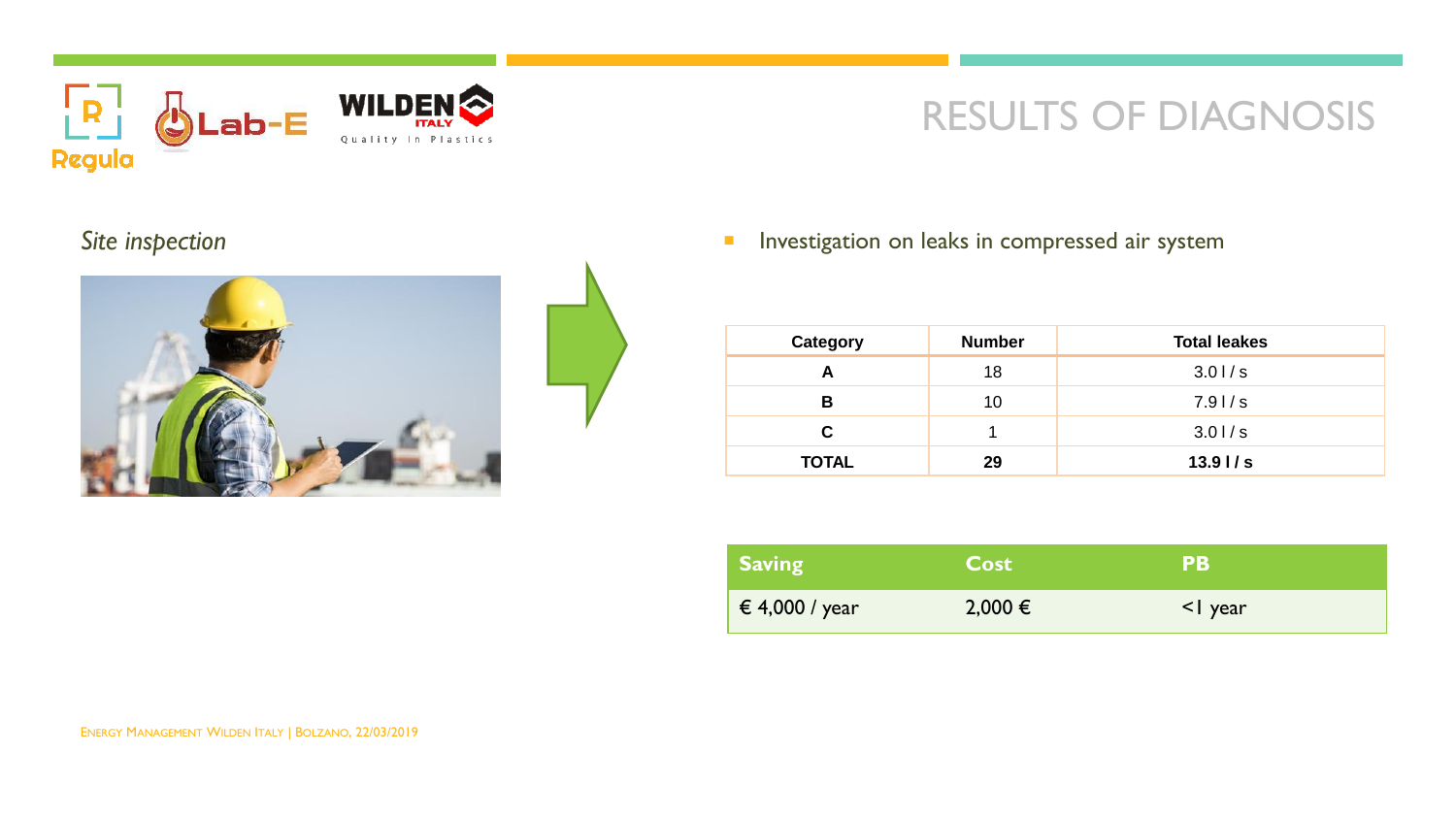# RESULTS OF DIAGNOSIS

*Site inspection*

- Investigation on leaks in compressed air system

| Category | Number | Total leakes |
|---|---|---|
| **A** | 18 | 3.0 l / s |
| **B** | 10 | 7.9 l / s |
| **C** | 1 | 3.0 l / s |
| **TOTAL** | **29** | **13.9 l / s** |

| Saving | Cost | PB |
|---|---|---|
| € 4,000 / year | 2,000 € | <1 year |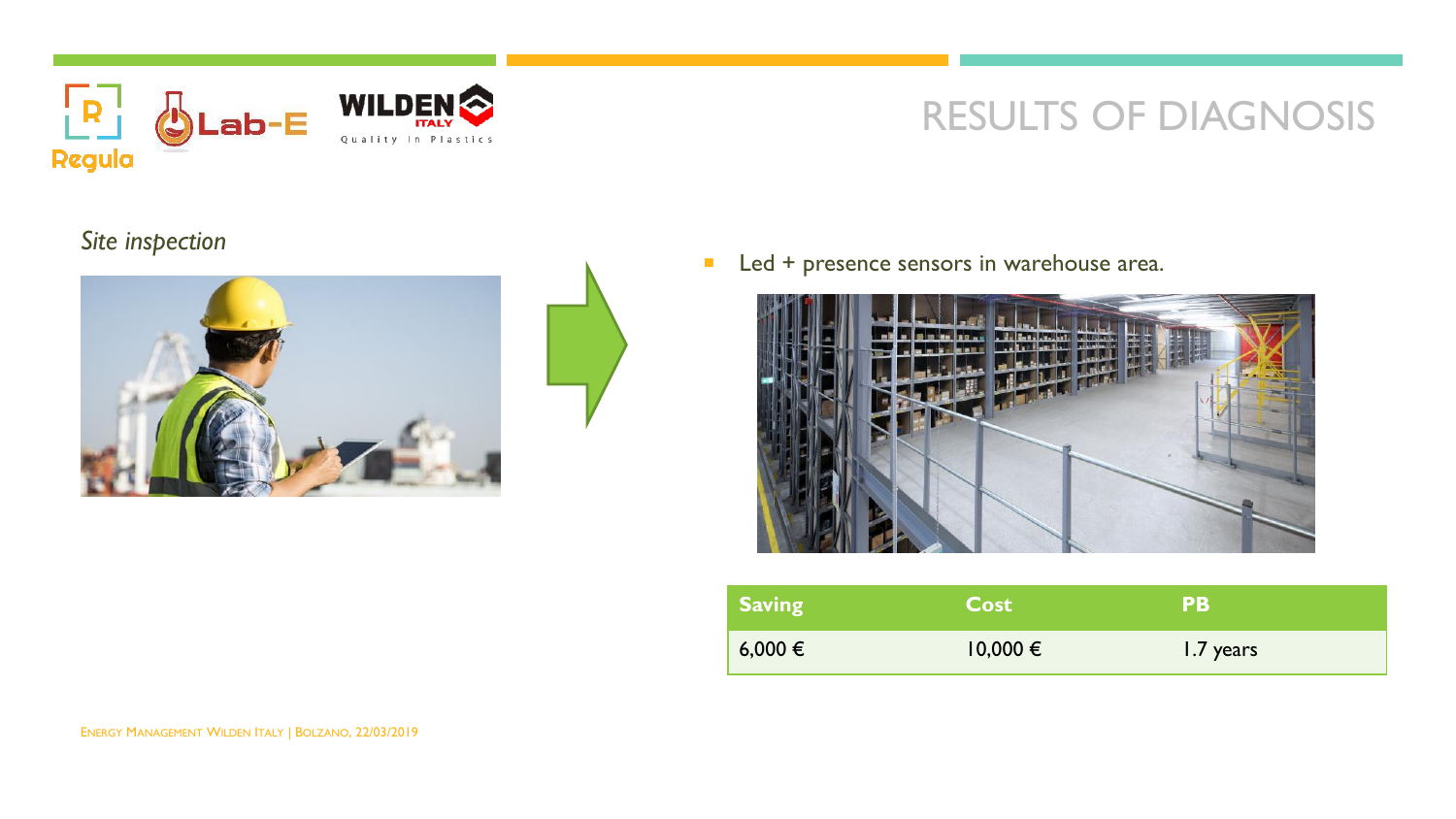# RESULTS OF DIAGNOSIS

*Site inspection*

- Led + presence sensors in warehouse area.

| Saving | Cost | PB |
|---|---|---|
| 6,000 € | 10,000 € | 1.7 years |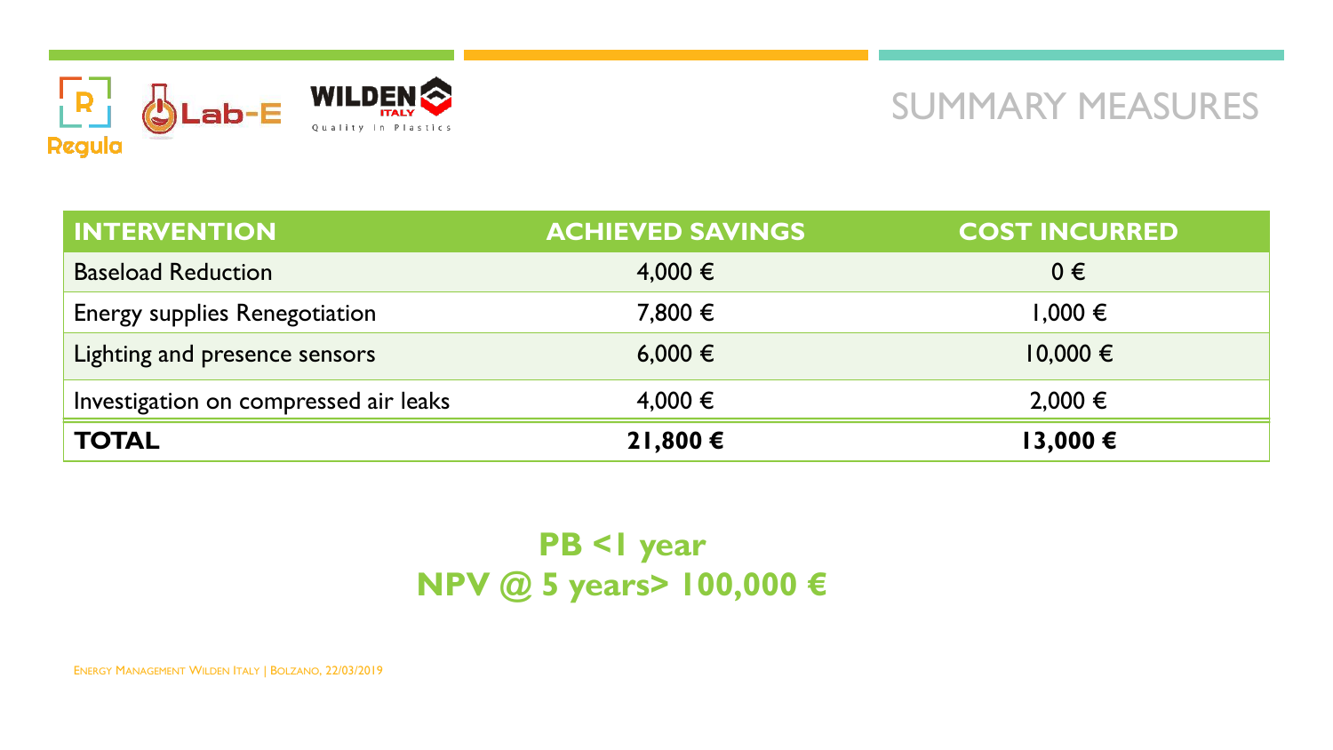# SUMMARY MEASURES

| INTERVENTION | ACHIEVED SAVINGS | COST INCURRED |
|---|---|---|
| Baseload Reduction | 4,000 € | 0 € |
| Energy supplies Renegotiation | 7,800 € | 1,000 € |
| Lighting and presence sensors | 6,000 € | 10,000 € |
| Investigation on compressed air leaks | 4,000 € | 2,000 € |
| **TOTAL** | **21,800 €** | **13,000 €** |

**PB <1 year**
**NPV @ 5 years> 100,000 €**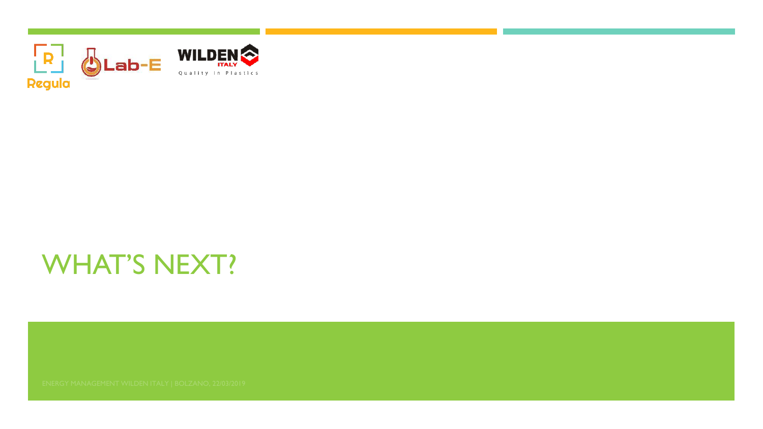# WHAT'S NEXT?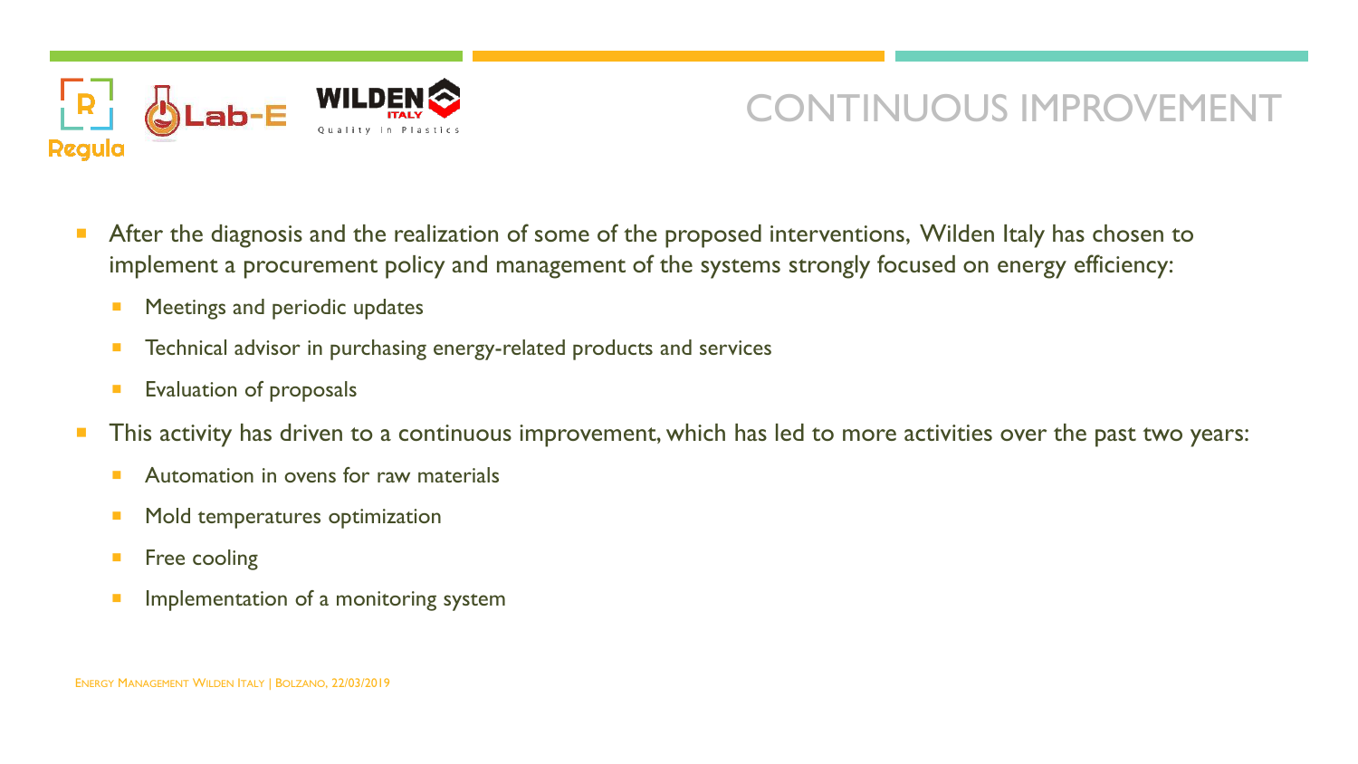# CONTINUOUS IMPROVEMENT

- After the diagnosis and the realization of some of the proposed interventions, Wilden Italy has chosen to implement a procurement policy and management of the systems strongly focused on energy efficiency:
  - Meetings and periodic updates
  - Technical advisor in purchasing energy-related products and services
  - Evaluation of proposals
- This activity has driven to a continuous improvement, which has led to more activities over the past two years:
  - Automation in ovens for raw materials
  - Mold temperatures optimization
  - Free cooling
  - Implementation of a monitoring system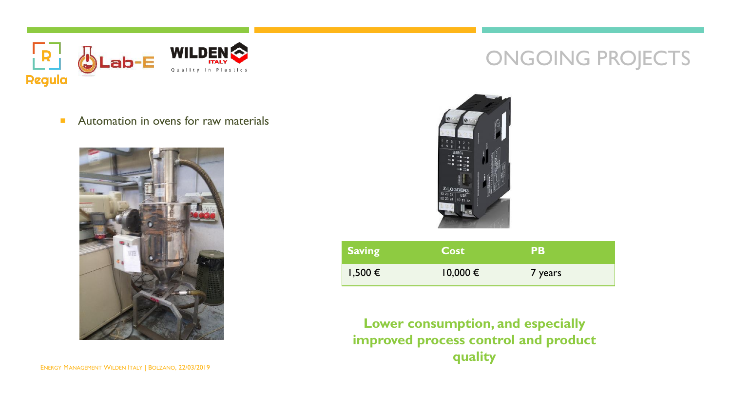# ONGOING PROJECTS

- Automation in ovens for raw materials

| Saving | Cost | PB |
|---|---|---|
| 1,500 € | 10,000 € | 7 years |

**Lower consumption, and especially improved process control and product quality**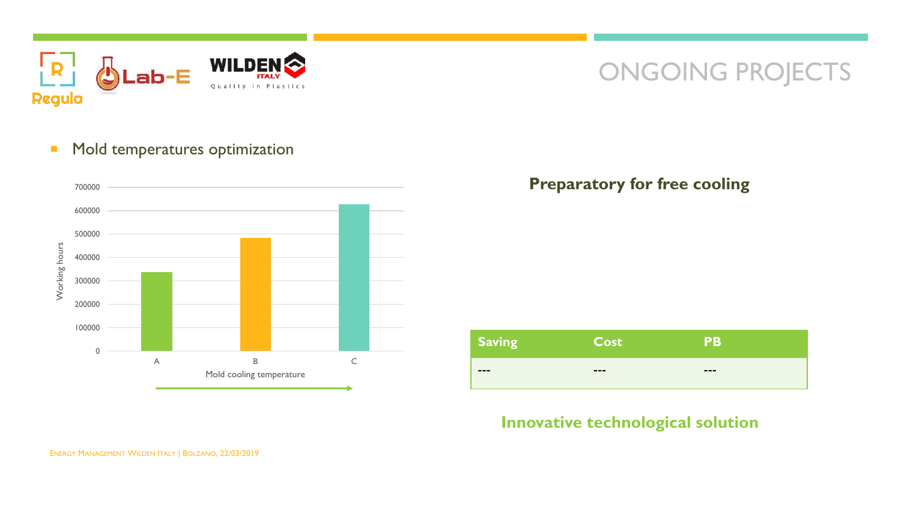# ONGOING PROJECTS

- Mold temperatures optimization

Working hours by Mold cooling temperature:

| Mold cooling temperature | Working hours |
|---|---|
| A | ~340000 |
| B | ~485000 |
| C | ~630000 |

**Preparatory for free cooling**

| Saving | Cost | PB |
|---|---|---|
| --- | --- | --- |

**Innovative technological solution**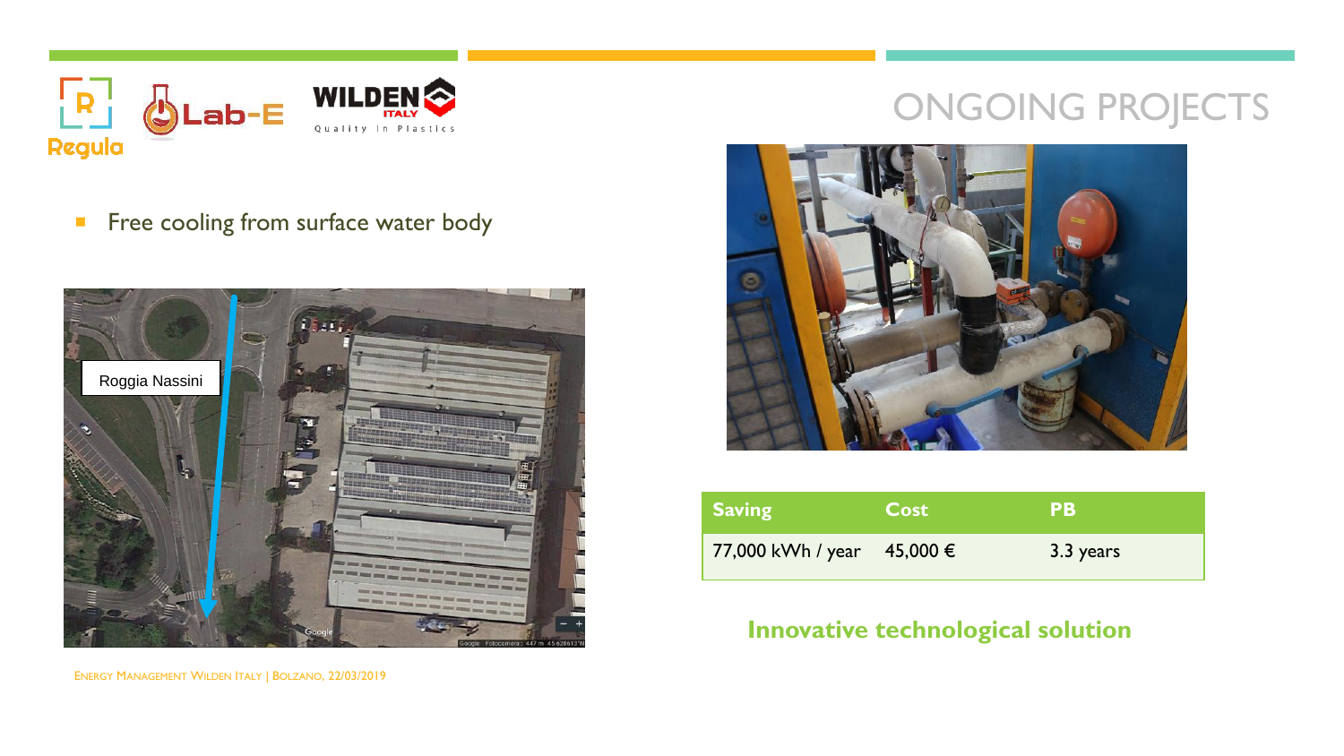# ONGOING PROJECTS

- Free cooling from surface water body

Roggia Nassini

| Saving | Cost | PB |
| --- | --- | --- |
| 77,000 kWh / year | 45,000 € | 3.3 years |

**Innovative technological solution**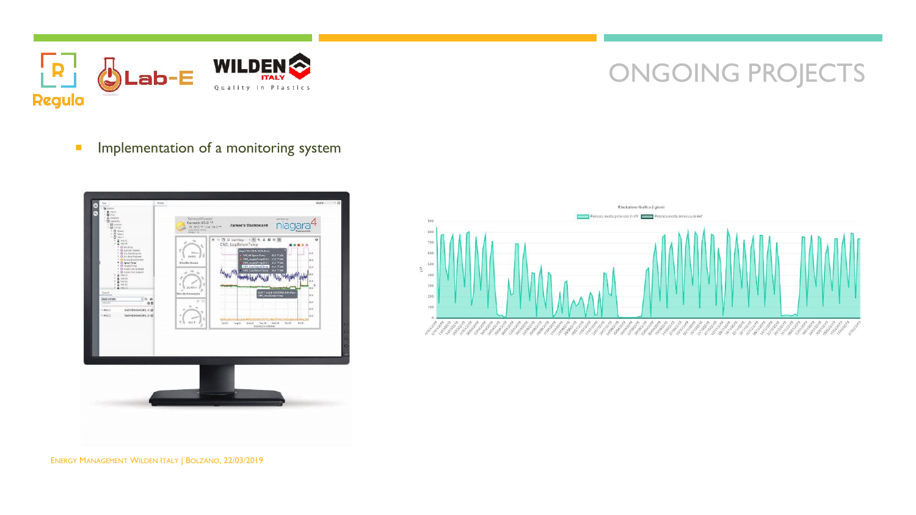# ONGOING PROJECTS

- Implementation of a monitoring system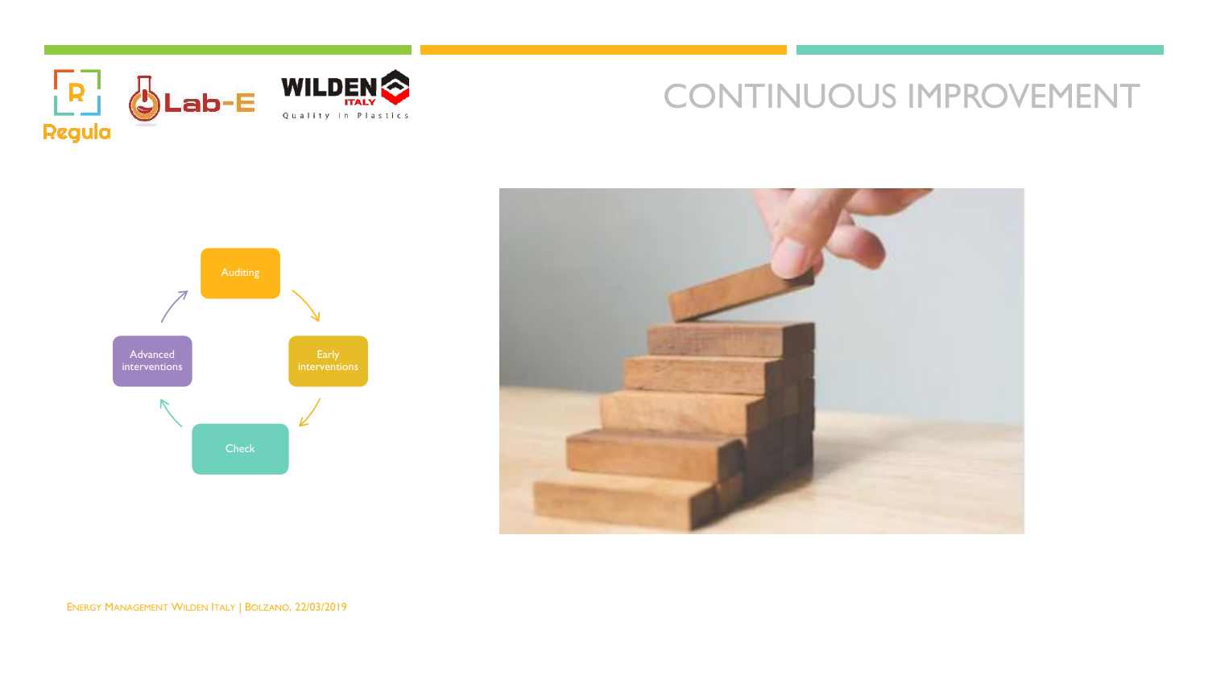# CONTINUOUS IMPROVEMENT

- Auditing
- Early interventions
- Check
- Advanced interventions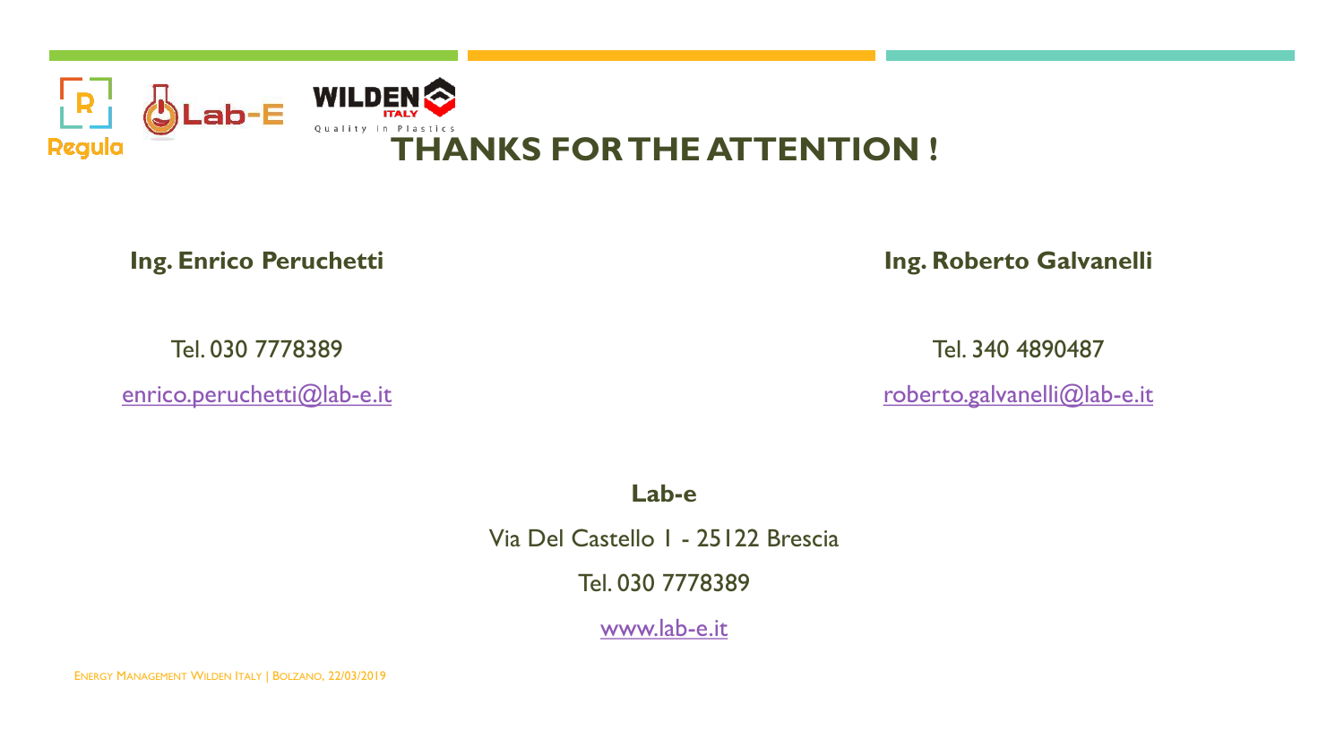# THANKS FOR THE ATTENTION !

**Ing. Enrico Peruchetti**

Tel. 030 7778389

enrico.peruchetti@lab-e.it

**Ing. Roberto Galvanelli**

Tel. 340 4890487

roberto.galvanelli@lab-e.it

**Lab-e**

Via Del Castello 1 - 25122 Brescia

Tel. 030 7778389

www.lab-e.it